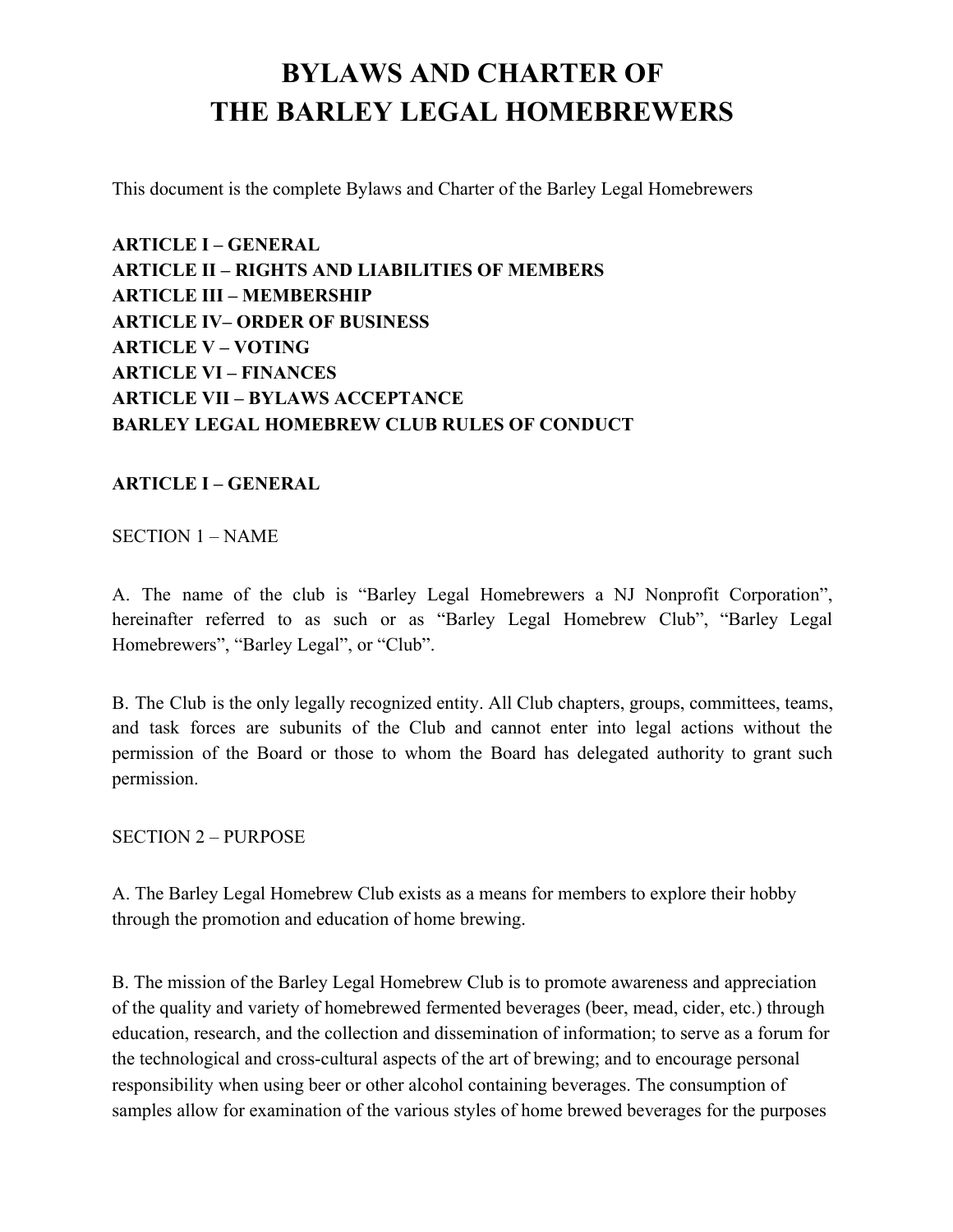# BYLAWS AND CHARTER OF THE BARLEY LEGAL HOMEBREWERS

This document is the complete Bylaws and Charter of the Barley Legal Homebrewers

**ARTICLE I – GENERAL**
**ARTICLE II – RIGHTS AND LIABILITIES OF MEMBERS**
**ARTICLE III – MEMBERSHIP**
**ARTICLE IV– ORDER OF BUSINESS**
**ARTICLE V – VOTING**
**ARTICLE VI – FINANCES**
**ARTICLE VII – BYLAWS ACCEPTANCE**
**BARLEY LEGAL HOMEBREW CLUB RULES OF CONDUCT**

## ARTICLE I – GENERAL

### SECTION 1 – NAME

A. The name of the club is "Barley Legal Homebrewers a NJ Nonprofit Corporation", hereinafter referred to as such or as "Barley Legal Homebrew Club", "Barley Legal Homebrewers", "Barley Legal", or "Club".

B. The Club is the only legally recognized entity. All Club chapters, groups, committees, teams, and task forces are subunits of the Club and cannot enter into legal actions without the permission of the Board or those to whom the Board has delegated authority to grant such permission.

### SECTION 2 – PURPOSE

A. The Barley Legal Homebrew Club exists as a means for members to explore their hobby through the promotion and education of home brewing.

B. The mission of the Barley Legal Homebrew Club is to promote awareness and appreciation of the quality and variety of homebrewed fermented beverages (beer, mead, cider, etc.) through education, research, and the collection and dissemination of information; to serve as a forum for the technological and cross-cultural aspects of the art of brewing; and to encourage personal responsibility when using beer or other alcohol containing beverages. The consumption of samples allow for examination of the various styles of home brewed beverages for the purposes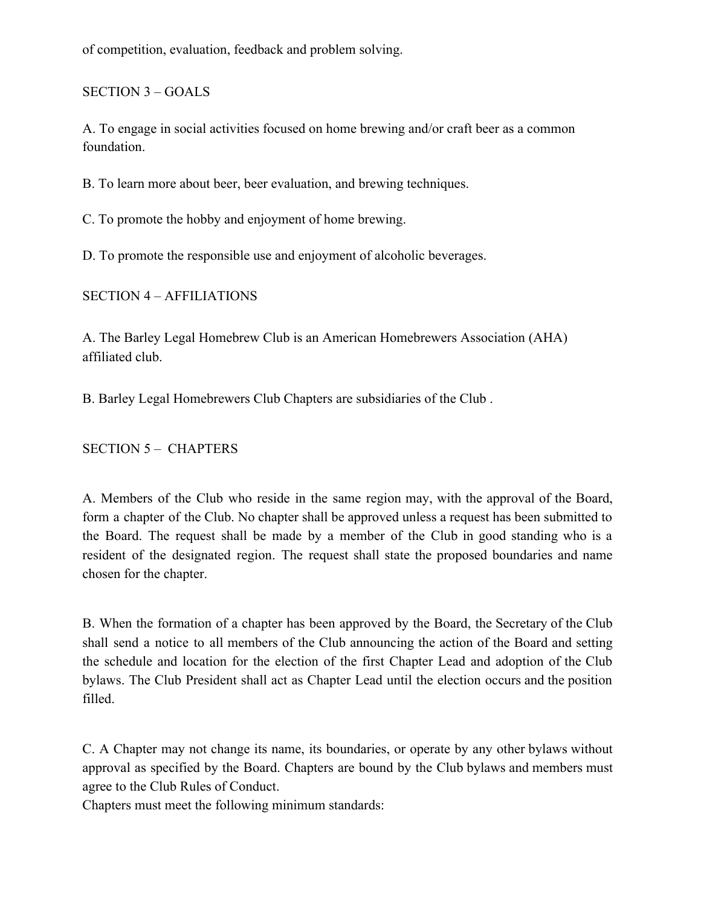of competition, evaluation, feedback and problem solving.

## SECTION 3 – GOALS

A. To engage in social activities focused on home brewing and/or craft beer as a common foundation.

B. To learn more about beer, beer evaluation, and brewing techniques.

C. To promote the hobby and enjoyment of home brewing.

D. To promote the responsible use and enjoyment of alcoholic beverages.

## SECTION 4 – AFFILIATIONS

A. The Barley Legal Homebrew Club is an American Homebrewers Association (AHA) affiliated club.

B. Barley Legal Homebrewers Club Chapters are subsidiaries of the Club .

## SECTION 5 – CHAPTERS

A. Members of the Club who reside in the same region may, with the approval of the Board, form a chapter of the Club. No chapter shall be approved unless a request has been submitted to the Board. The request shall be made by a member of the Club in good standing who is a resident of the designated region. The request shall state the proposed boundaries and name chosen for the chapter.

B. When the formation of a chapter has been approved by the Board, the Secretary of the Club shall send a notice to all members of the Club announcing the action of the Board and setting the schedule and location for the election of the first Chapter Lead and adoption of the Club bylaws. The Club President shall act as Chapter Lead until the election occurs and the position filled.

C. A Chapter may not change its name, its boundaries, or operate by any other bylaws without approval as specified by the Board. Chapters are bound by the Club bylaws and members must agree to the Club Rules of Conduct.
Chapters must meet the following minimum standards: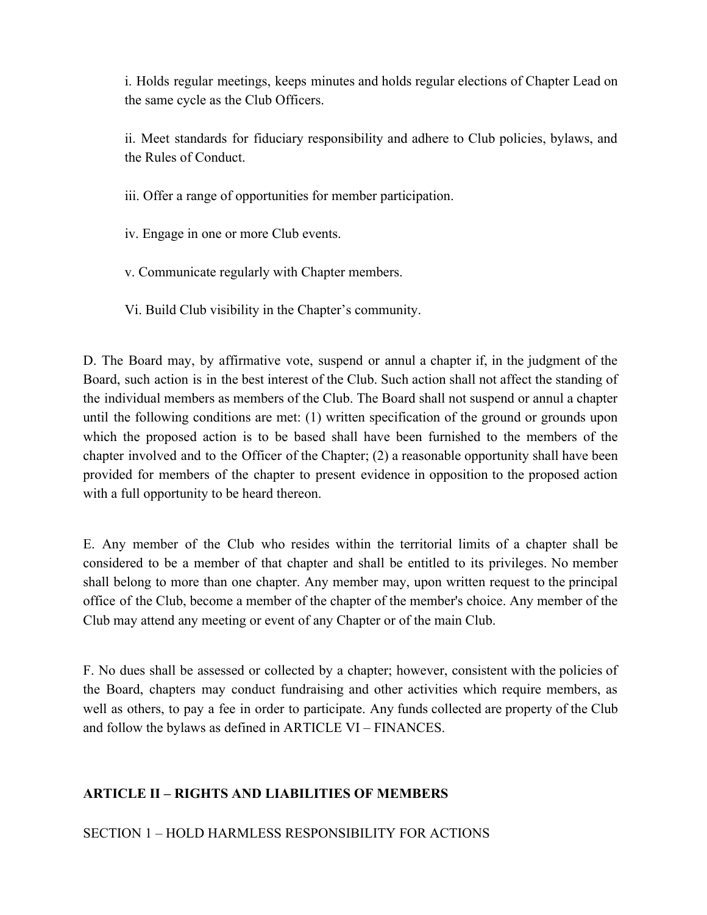i. Holds regular meetings, keeps minutes and holds regular elections of Chapter Lead on the same cycle as the Club Officers.

ii. Meet standards for fiduciary responsibility and adhere to Club policies, bylaws, and the Rules of Conduct.

iii. Offer a range of opportunities for member participation.

iv. Engage in one or more Club events.

v. Communicate regularly with Chapter members.

Vi. Build Club visibility in the Chapter's community.

D. The Board may, by affirmative vote, suspend or annul a chapter if, in the judgment of the Board, such action is in the best interest of the Club. Such action shall not affect the standing of the individual members as members of the Club. The Board shall not suspend or annul a chapter until the following conditions are met: (1) written specification of the ground or grounds upon which the proposed action is to be based shall have been furnished to the members of the chapter involved and to the Officer of the Chapter; (2) a reasonable opportunity shall have been provided for members of the chapter to present evidence in opposition to the proposed action with a full opportunity to be heard thereon.

E. Any member of the Club who resides within the territorial limits of a chapter shall be considered to be a member of that chapter and shall be entitled to its privileges. No member shall belong to more than one chapter. Any member may, upon written request to the principal office of the Club, become a member of the chapter of the member's choice. Any member of the Club may attend any meeting or event of any Chapter or of the main Club.

F. No dues shall be assessed or collected by a chapter; however, consistent with the policies of the Board, chapters may conduct fundraising and other activities which require members, as well as others, to pay a fee in order to participate. Any funds collected are property of the Club and follow the bylaws as defined in ARTICLE VI – FINANCES.

## ARTICLE II – RIGHTS AND LIABILITIES OF MEMBERS

SECTION 1 – HOLD HARMLESS RESPONSIBILITY FOR ACTIONS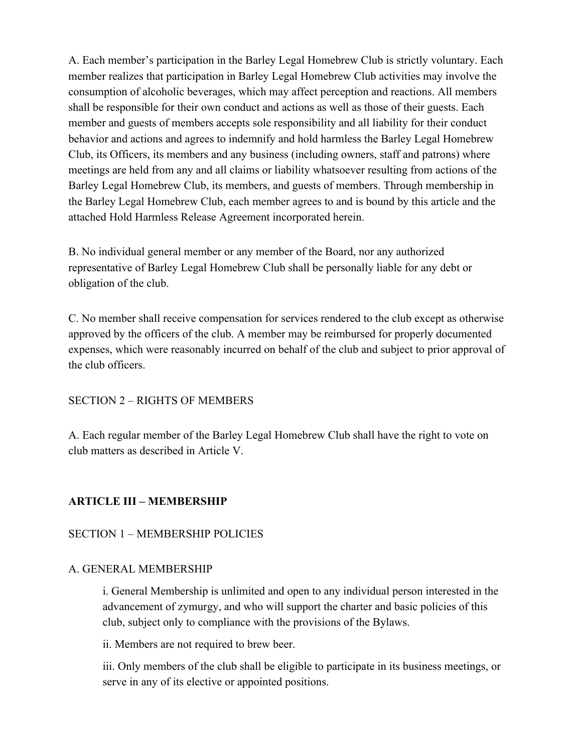A. Each member's participation in the Barley Legal Homebrew Club is strictly voluntary. Each member realizes that participation in Barley Legal Homebrew Club activities may involve the consumption of alcoholic beverages, which may affect perception and reactions. All members shall be responsible for their own conduct and actions as well as those of their guests. Each member and guests of members accepts sole responsibility and all liability for their conduct behavior and actions and agrees to indemnify and hold harmless the Barley Legal Homebrew Club, its Officers, its members and any business (including owners, staff and patrons) where meetings are held from any and all claims or liability whatsoever resulting from actions of the Barley Legal Homebrew Club, its members, and guests of members. Through membership in the Barley Legal Homebrew Club, each member agrees to and is bound by this article and the attached Hold Harmless Release Agreement incorporated herein.

B. No individual general member or any member of the Board, nor any authorized representative of Barley Legal Homebrew Club shall be personally liable for any debt or obligation of the club.

C. No member shall receive compensation for services rendered to the club except as otherwise approved by the officers of the club. A member may be reimbursed for properly documented expenses, which were reasonably incurred on behalf of the club and subject to prior approval of the club officers.

SECTION 2 – RIGHTS OF MEMBERS

A. Each regular member of the Barley Legal Homebrew Club shall have the right to vote on club matters as described in Article V.

## ARTICLE III – MEMBERSHIP

SECTION 1 – MEMBERSHIP POLICIES

A. GENERAL MEMBERSHIP

i. General Membership is unlimited and open to any individual person interested in the advancement of zymurgy, and who will support the charter and basic policies of this club, subject only to compliance with the provisions of the Bylaws.

ii. Members are not required to brew beer.

iii. Only members of the club shall be eligible to participate in its business meetings, or serve in any of its elective or appointed positions.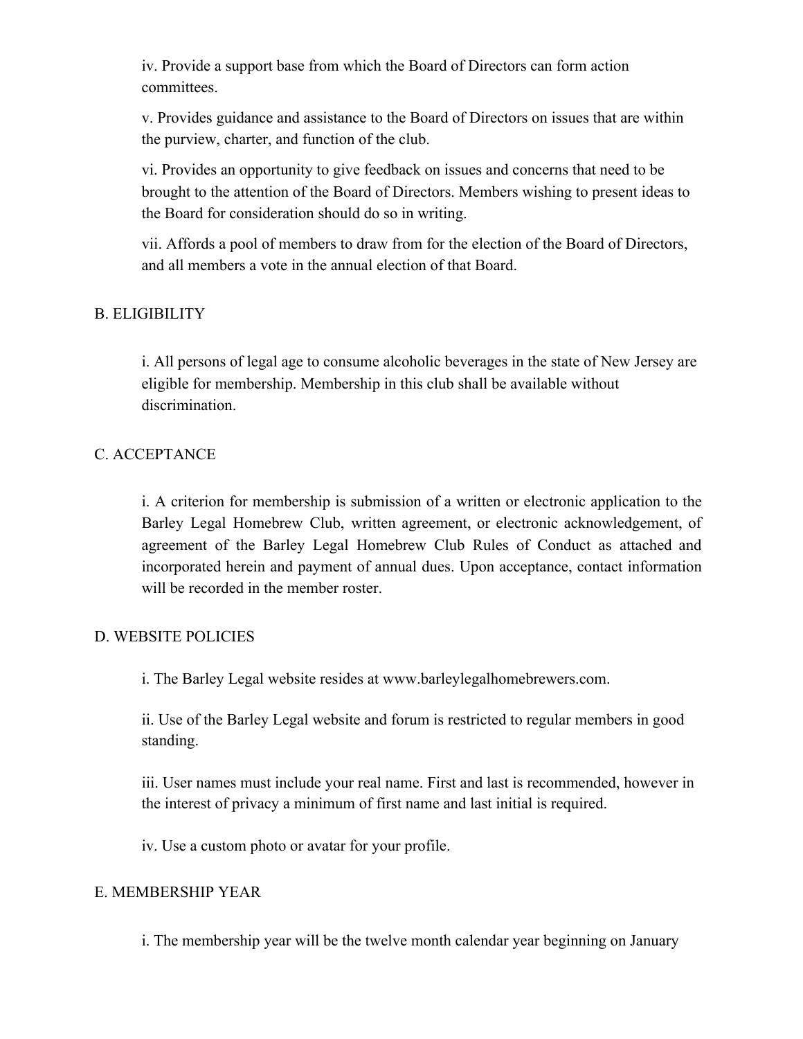iv. Provide a support base from which the Board of Directors can form action committees.

v. Provides guidance and assistance to the Board of Directors on issues that are within the purview, charter, and function of the club.

vi. Provides an opportunity to give feedback on issues and concerns that need to be brought to the attention of the Board of Directors. Members wishing to present ideas to the Board for consideration should do so in writing.

vii. Affords a pool of members to draw from for the election of the Board of Directors, and all members a vote in the annual election of that Board.

B. ELIGIBILITY

i. All persons of legal age to consume alcoholic beverages in the state of New Jersey are eligible for membership. Membership in this club shall be available without discrimination.

C. ACCEPTANCE

i. A criterion for membership is submission of a written or electronic application to the Barley Legal Homebrew Club, written agreement, or electronic acknowledgement, of agreement of the Barley Legal Homebrew Club Rules of Conduct as attached and incorporated herein and payment of annual dues. Upon acceptance, contact information will be recorded in the member roster.

D. WEBSITE POLICIES

i. The Barley Legal website resides at www.barleylegalhomebrewers.com.

ii. Use of the Barley Legal website and forum is restricted to regular members in good standing.

iii. User names must include your real name. First and last is recommended, however in the interest of privacy a minimum of first name and last initial is required.

iv. Use a custom photo or avatar for your profile.

E. MEMBERSHIP YEAR

i. The membership year will be the twelve month calendar year beginning on January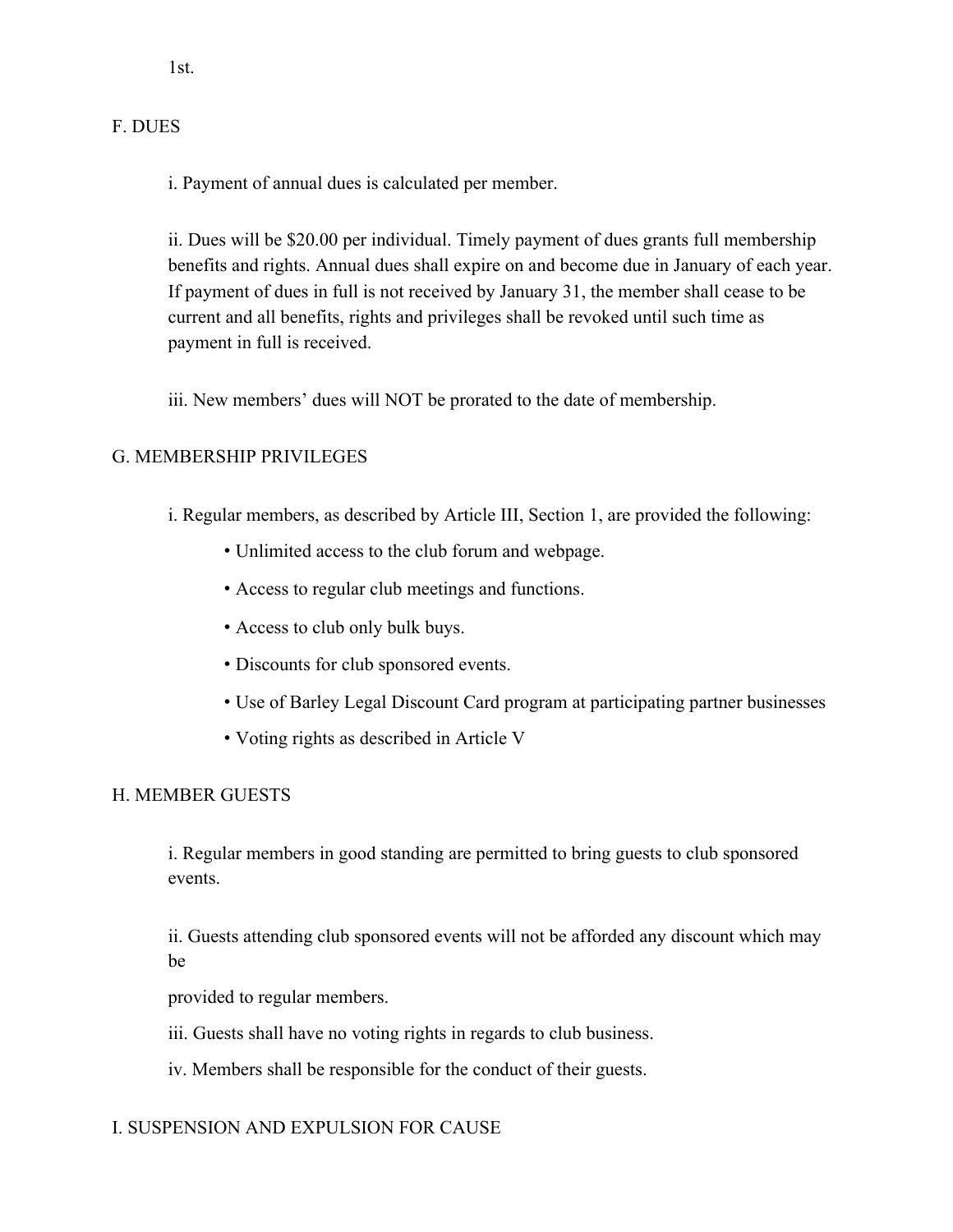1st.

## F. DUES

i. Payment of annual dues is calculated per member.

ii. Dues will be $20.00 per individual. Timely payment of dues grants full membership benefits and rights. Annual dues shall expire on and become due in January of each year. If payment of dues in full is not received by January 31, the member shall cease to be current and all benefits, rights and privileges shall be revoked until such time as payment in full is received.

iii. New members' dues will NOT be prorated to the date of membership.

## G. MEMBERSHIP PRIVILEGES

i. Regular members, as described by Article III, Section 1, are provided the following:

- Unlimited access to the club forum and webpage.
- Access to regular club meetings and functions.
- Access to club only bulk buys.
- Discounts for club sponsored events.
- Use of Barley Legal Discount Card program at participating partner businesses
- Voting rights as described in Article V

## H. MEMBER GUESTS

i. Regular members in good standing are permitted to bring guests to club sponsored events.

ii. Guests attending club sponsored events will not be afforded any discount which may be provided to regular members.

iii. Guests shall have no voting rights in regards to club business.

iv. Members shall be responsible for the conduct of their guests.

## I. SUSPENSION AND EXPULSION FOR CAUSE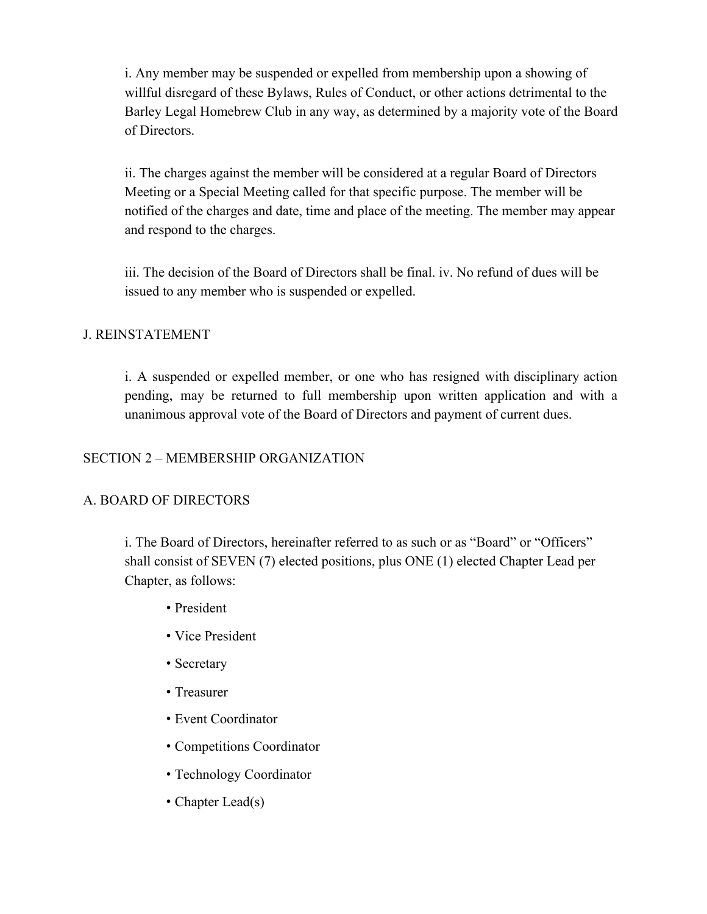i. Any member may be suspended or expelled from membership upon a showing of willful disregard of these Bylaws, Rules of Conduct, or other actions detrimental to the Barley Legal Homebrew Club in any way, as determined by a majority vote of the Board of Directors.

ii. The charges against the member will be considered at a regular Board of Directors Meeting or a Special Meeting called for that specific purpose. The member will be notified of the charges and date, time and place of the meeting. The member may appear and respond to the charges.

iii. The decision of the Board of Directors shall be final. iv. No refund of dues will be issued to any member who is suspended or expelled.

J. REINSTATEMENT

i. A suspended or expelled member, or one who has resigned with disciplinary action pending, may be returned to full membership upon written application and with a unanimous approval vote of the Board of Directors and payment of current dues.

SECTION 2 – MEMBERSHIP ORGANIZATION

A. BOARD OF DIRECTORS

i. The Board of Directors, hereinafter referred to as such or as "Board" or "Officers" shall consist of SEVEN (7) elected positions, plus ONE (1) elected Chapter Lead per Chapter, as follows:

- President
- Vice President
- Secretary
- Treasurer
- Event Coordinator
- Competitions Coordinator
- Technology Coordinator
- Chapter Lead(s)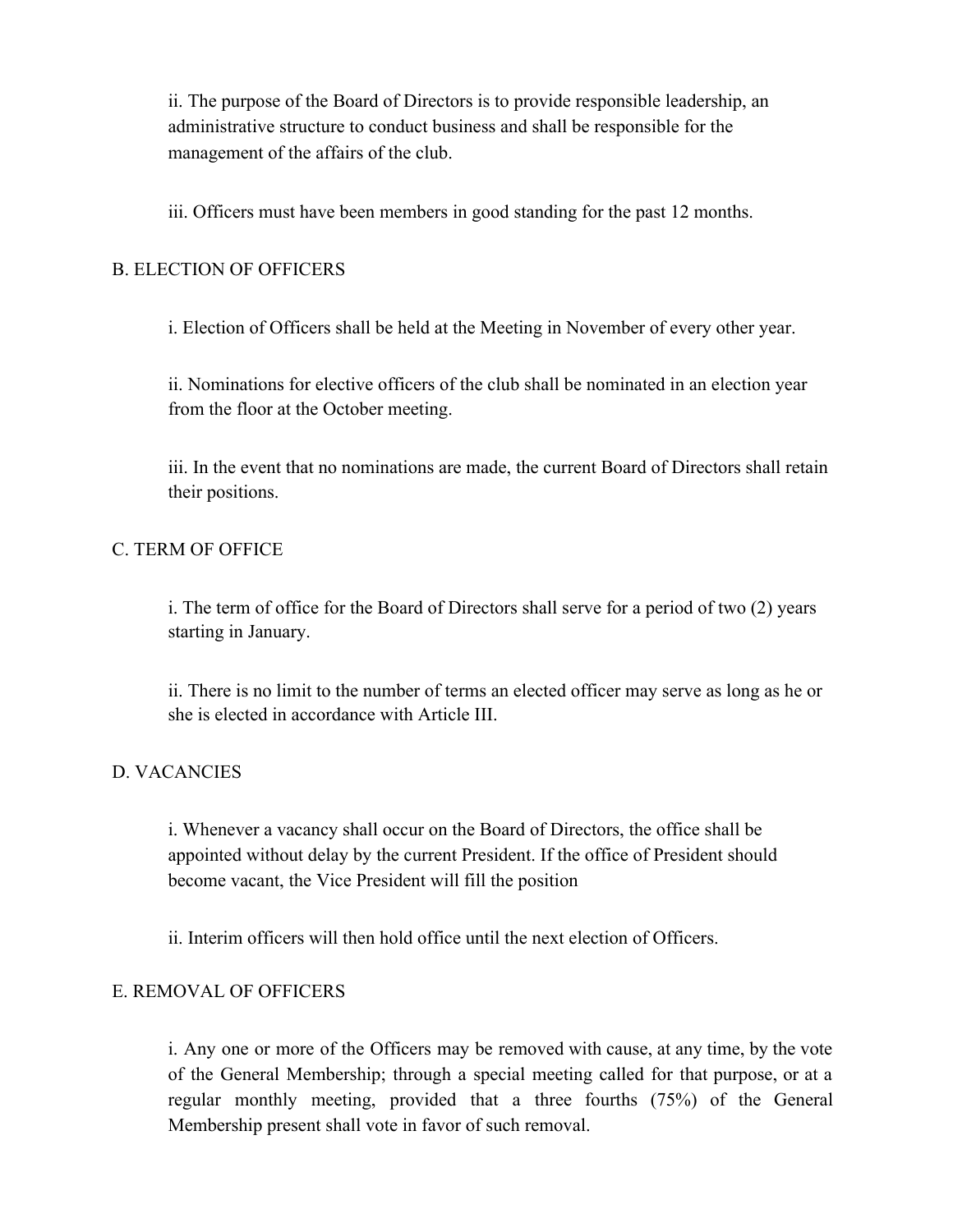ii. The purpose of the Board of Directors is to provide responsible leadership, an administrative structure to conduct business and shall be responsible for the management of the affairs of the club.

iii. Officers must have been members in good standing for the past 12 months.

### B. ELECTION OF OFFICERS

i. Election of Officers shall be held at the Meeting in November of every other year.

ii. Nominations for elective officers of the club shall be nominated in an election year from the floor at the October meeting.

iii. In the event that no nominations are made, the current Board of Directors shall retain their positions.

### C. TERM OF OFFICE

i. The term of office for the Board of Directors shall serve for a period of two (2) years starting in January.

ii. There is no limit to the number of terms an elected officer may serve as long as he or she is elected in accordance with Article III.

### D. VACANCIES

i. Whenever a vacancy shall occur on the Board of Directors, the office shall be appointed without delay by the current President. If the office of President should become vacant, the Vice President will fill the position

ii. Interim officers will then hold office until the next election of Officers.

### E. REMOVAL OF OFFICERS

i. Any one or more of the Officers may be removed with cause, at any time, by the vote of the General Membership; through a special meeting called for that purpose, or at a regular monthly meeting, provided that a three fourths (75%) of the General Membership present shall vote in favor of such removal.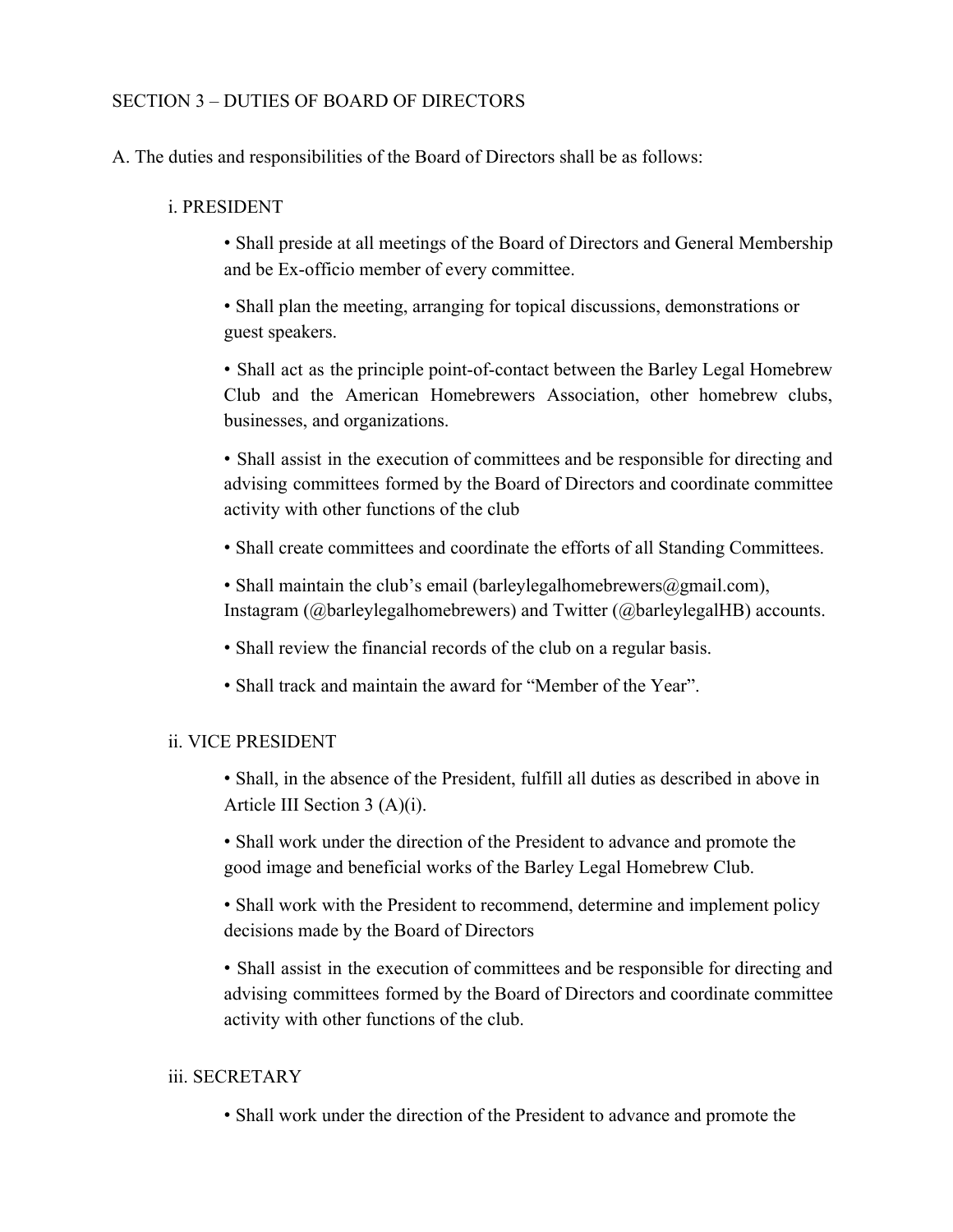## SECTION 3 – DUTIES OF BOARD OF DIRECTORS

A. The duties and responsibilities of the Board of Directors shall be as follows:

### i. PRESIDENT

- Shall preside at all meetings of the Board of Directors and General Membership and be Ex-officio member of every committee.
- Shall plan the meeting, arranging for topical discussions, demonstrations or guest speakers.
- Shall act as the principle point-of-contact between the Barley Legal Homebrew Club and the American Homebrewers Association, other homebrew clubs, businesses, and organizations.
- Shall assist in the execution of committees and be responsible for directing and advising committees formed by the Board of Directors and coordinate committee activity with other functions of the club
- Shall create committees and coordinate the efforts of all Standing Committees.
- Shall maintain the club's email (barleylegalhomebrewers@gmail.com), Instagram (@barleylegalhomebrewers) and Twitter (@barleylegalHB) accounts.
- Shall review the financial records of the club on a regular basis.
- Shall track and maintain the award for "Member of the Year".

### ii. VICE PRESIDENT

- Shall, in the absence of the President, fulfill all duties as described in above in Article III Section 3 (A)(i).
- Shall work under the direction of the President to advance and promote the good image and beneficial works of the Barley Legal Homebrew Club.
- Shall work with the President to recommend, determine and implement policy decisions made by the Board of Directors
- Shall assist in the execution of committees and be responsible for directing and advising committees formed by the Board of Directors and coordinate committee activity with other functions of the club.

### iii. SECRETARY

- Shall work under the direction of the President to advance and promote the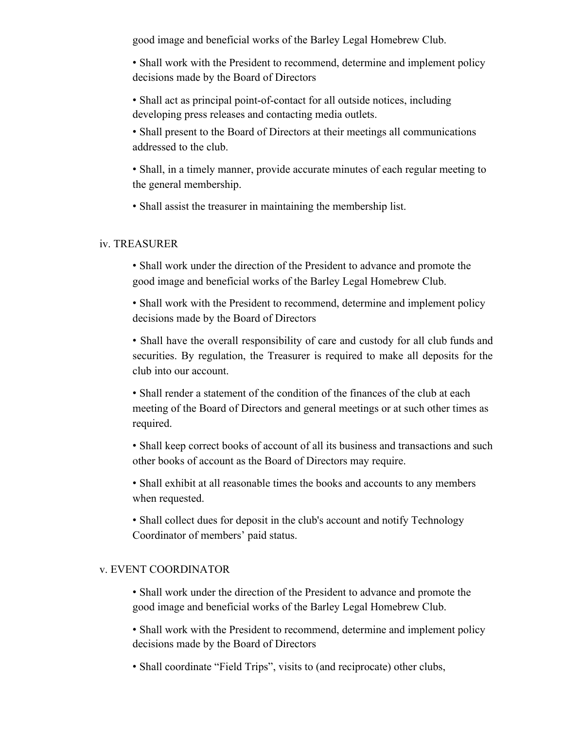good image and beneficial works of the Barley Legal Homebrew Club.

- Shall work with the President to recommend, determine and implement policy decisions made by the Board of Directors
- Shall act as principal point-of-contact for all outside notices, including developing press releases and contacting media outlets.
- Shall present to the Board of Directors at their meetings all communications addressed to the club.
- Shall, in a timely manner, provide accurate minutes of each regular meeting to the general membership.
- Shall assist the treasurer in maintaining the membership list.

iv. TREASURER

- Shall work under the direction of the President to advance and promote the good image and beneficial works of the Barley Legal Homebrew Club.
- Shall work with the President to recommend, determine and implement policy decisions made by the Board of Directors
- Shall have the overall responsibility of care and custody for all club funds and securities. By regulation, the Treasurer is required to make all deposits for the club into our account.
- Shall render a statement of the condition of the finances of the club at each meeting of the Board of Directors and general meetings or at such other times as required.
- Shall keep correct books of account of all its business and transactions and such other books of account as the Board of Directors may require.
- Shall exhibit at all reasonable times the books and accounts to any members when requested.
- Shall collect dues for deposit in the club's account and notify Technology Coordinator of members' paid status.

v. EVENT COORDINATOR

- Shall work under the direction of the President to advance and promote the good image and beneficial works of the Barley Legal Homebrew Club.
- Shall work with the President to recommend, determine and implement policy decisions made by the Board of Directors
- Shall coordinate "Field Trips", visits to (and reciprocate) other clubs,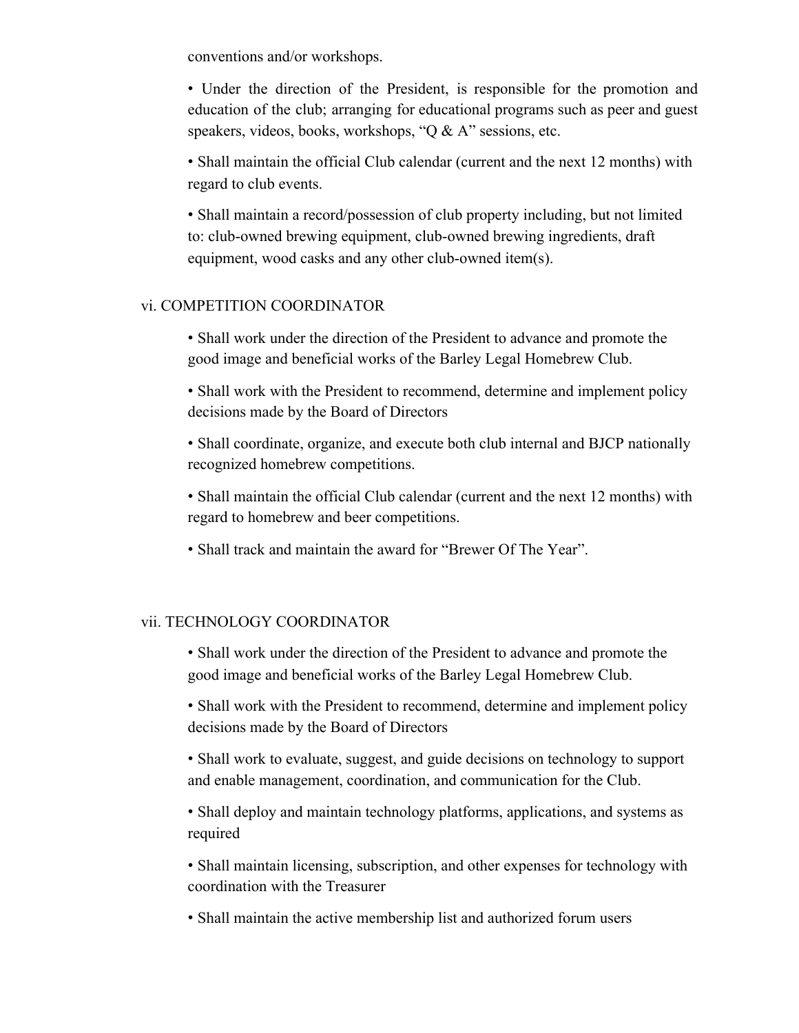conventions and/or workshops.

- Under the direction of the President, is responsible for the promotion and education of the club; arranging for educational programs such as peer and guest speakers, videos, books, workshops, "Q & A" sessions, etc.

- Shall maintain the official Club calendar (current and the next 12 months) with regard to club events.

- Shall maintain a record/possession of club property including, but not limited to: club-owned brewing equipment, club-owned brewing ingredients, draft equipment, wood casks and any other club-owned item(s).

vi. COMPETITION COORDINATOR

- Shall work under the direction of the President to advance and promote the good image and beneficial works of the Barley Legal Homebrew Club.

- Shall work with the President to recommend, determine and implement policy decisions made by the Board of Directors

- Shall coordinate, organize, and execute both club internal and BJCP nationally recognized homebrew competitions.

- Shall maintain the official Club calendar (current and the next 12 months) with regard to homebrew and beer competitions.

- Shall track and maintain the award for "Brewer Of The Year".

vii. TECHNOLOGY COORDINATOR

- Shall work under the direction of the President to advance and promote the good image and beneficial works of the Barley Legal Homebrew Club.

- Shall work with the President to recommend, determine and implement policy decisions made by the Board of Directors

- Shall work to evaluate, suggest, and guide decisions on technology to support and enable management, coordination, and communication for the Club.

- Shall deploy and maintain technology platforms, applications, and systems as required

- Shall maintain licensing, subscription, and other expenses for technology with coordination with the Treasurer

- Shall maintain the active membership list and authorized forum users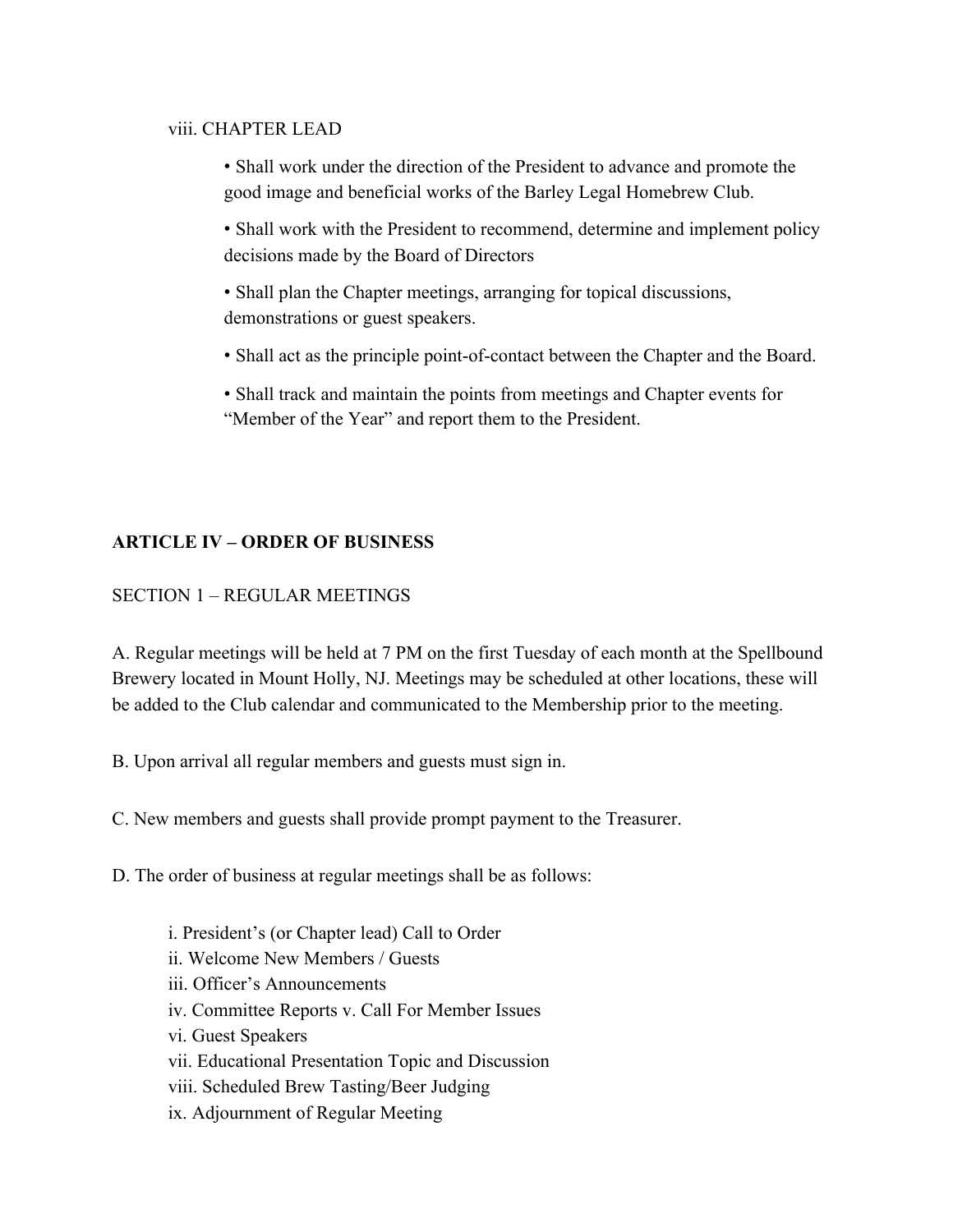viii. CHAPTER LEAD

- Shall work under the direction of the President to advance and promote the good image and beneficial works of the Barley Legal Homebrew Club.
- Shall work with the President to recommend, determine and implement policy decisions made by the Board of Directors
- Shall plan the Chapter meetings, arranging for topical discussions, demonstrations or guest speakers.
- Shall act as the principle point-of-contact between the Chapter and the Board.
- Shall track and maintain the points from meetings and Chapter events for "Member of the Year" and report them to the President.

## ARTICLE IV – ORDER OF BUSINESS

SECTION 1 – REGULAR MEETINGS

A. Regular meetings will be held at 7 PM on the first Tuesday of each month at the Spellbound Brewery located in Mount Holly, NJ. Meetings may be scheduled at other locations, these will be added to the Club calendar and communicated to the Membership prior to the meeting.

B. Upon arrival all regular members and guests must sign in.

C. New members and guests shall provide prompt payment to the Treasurer.

D. The order of business at regular meetings shall be as follows:

i. President's (or Chapter lead) Call to Order
ii. Welcome New Members / Guests
iii. Officer's Announcements
iv. Committee Reports v. Call For Member Issues
vi. Guest Speakers
vii. Educational Presentation Topic and Discussion
viii. Scheduled Brew Tasting/Beer Judging
ix. Adjournment of Regular Meeting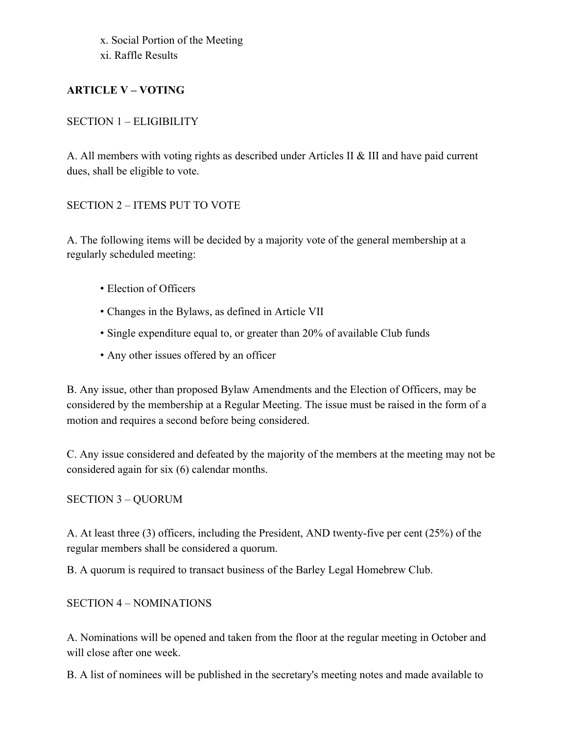x. Social Portion of the Meeting
xi. Raffle Results

**ARTICLE V – VOTING**

SECTION 1 – ELIGIBILITY

A. All members with voting rights as described under Articles II & III and have paid current dues, shall be eligible to vote.

SECTION 2 – ITEMS PUT TO VOTE

A. The following items will be decided by a majority vote of the general membership at a regularly scheduled meeting:

- Election of Officers
- Changes in the Bylaws, as defined in Article VII
- Single expenditure equal to, or greater than 20% of available Club funds
- Any other issues offered by an officer

B. Any issue, other than proposed Bylaw Amendments and the Election of Officers, may be considered by the membership at a Regular Meeting. The issue must be raised in the form of a motion and requires a second before being considered.

C. Any issue considered and defeated by the majority of the members at the meeting may not be considered again for six (6) calendar months.

SECTION 3 – QUORUM

A. At least three (3) officers, including the President, AND twenty-five per cent (25%) of the regular members shall be considered a quorum.

B. A quorum is required to transact business of the Barley Legal Homebrew Club.

SECTION 4 – NOMINATIONS

A. Nominations will be opened and taken from the floor at the regular meeting in October and will close after one week.

B. A list of nominees will be published in the secretary's meeting notes and made available to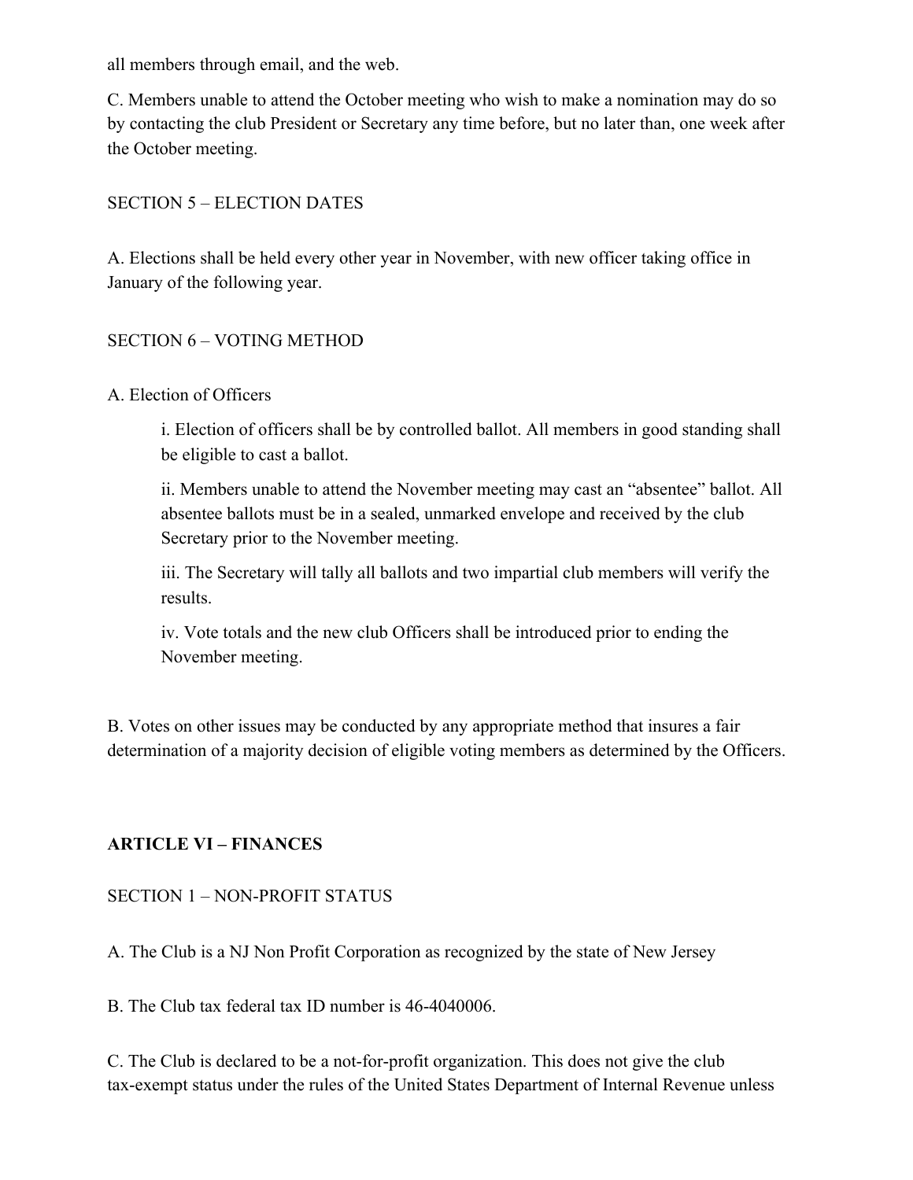all members through email, and the web.

C. Members unable to attend the October meeting who wish to make a nomination may do so by contacting the club President or Secretary any time before, but no later than, one week after the October meeting.

SECTION 5 – ELECTION DATES

A. Elections shall be held every other year in November, with new officer taking office in January of the following year.

SECTION 6 – VOTING METHOD

A. Election of Officers

> i. Election of officers shall be by controlled ballot. All members in good standing shall be eligible to cast a ballot.
>
> ii. Members unable to attend the November meeting may cast an "absentee" ballot. All absentee ballots must be in a sealed, unmarked envelope and received by the club Secretary prior to the November meeting.
>
> iii. The Secretary will tally all ballots and two impartial club members will verify the results.
>
> iv. Vote totals and the new club Officers shall be introduced prior to ending the November meeting.

B. Votes on other issues may be conducted by any appropriate method that insures a fair determination of a majority decision of eligible voting members as determined by the Officers.

## ARTICLE VI – FINANCES

SECTION 1 – NON-PROFIT STATUS

A. The Club is a NJ Non Profit Corporation as recognized by the state of New Jersey

B. The Club tax federal tax ID number is 46-4040006.

C. The Club is declared to be a not-for-profit organization. This does not give the club tax-exempt status under the rules of the United States Department of Internal Revenue unless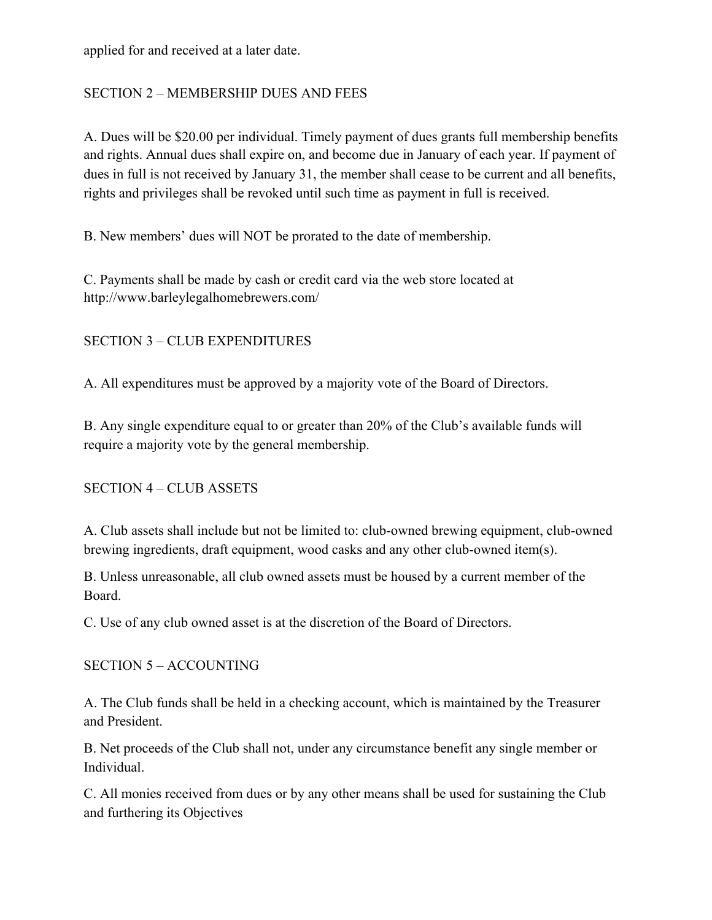applied for and received at a later date.

## SECTION 2 – MEMBERSHIP DUES AND FEES

A. Dues will be $20.00 per individual. Timely payment of dues grants full membership benefits and rights. Annual dues shall expire on, and become due in January of each year. If payment of dues in full is not received by January 31, the member shall cease to be current and all benefits, rights and privileges shall be revoked until such time as payment in full is received.

B. New members' dues will NOT be prorated to the date of membership.

C. Payments shall be made by cash or credit card via the web store located at http://www.barleylegalhomebrewers.com/

## SECTION 3 – CLUB EXPENDITURES

A. All expenditures must be approved by a majority vote of the Board of Directors.

B. Any single expenditure equal to or greater than 20% of the Club's available funds will require a majority vote by the general membership.

## SECTION 4 – CLUB ASSETS

A. Club assets shall include but not be limited to: club-owned brewing equipment, club-owned brewing ingredients, draft equipment, wood casks and any other club-owned item(s).

B. Unless unreasonable, all club owned assets must be housed by a current member of the Board.

C. Use of any club owned asset is at the discretion of the Board of Directors.

## SECTION 5 – ACCOUNTING

A. The Club funds shall be held in a checking account, which is maintained by the Treasurer and President.

B. Net proceeds of the Club shall not, under any circumstance benefit any single member or Individual.

C. All monies received from dues or by any other means shall be used for sustaining the Club and furthering its Objectives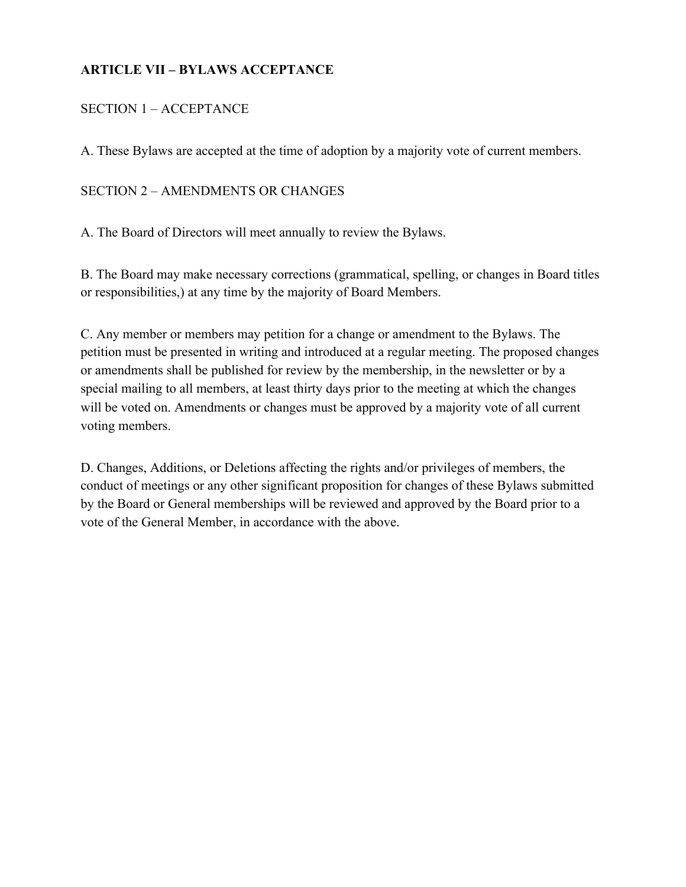## ARTICLE VII – BYLAWS ACCEPTANCE

SECTION 1 – ACCEPTANCE

A. These Bylaws are accepted at the time of adoption by a majority vote of current members.

SECTION 2 – AMENDMENTS OR CHANGES

A. The Board of Directors will meet annually to review the Bylaws.

B. The Board may make necessary corrections (grammatical, spelling, or changes in Board titles or responsibilities,) at any time by the majority of Board Members.

C. Any member or members may petition for a change or amendment to the Bylaws. The petition must be presented in writing and introduced at a regular meeting. The proposed changes or amendments shall be published for review by the membership, in the newsletter or by a special mailing to all members, at least thirty days prior to the meeting at which the changes will be voted on. Amendments or changes must be approved by a majority vote of all current voting members.

D. Changes, Additions, or Deletions affecting the rights and/or privileges of members, the conduct of meetings or any other significant proposition for changes of these Bylaws submitted by the Board or General memberships will be reviewed and approved by the Board prior to a vote of the General Member, in accordance with the above.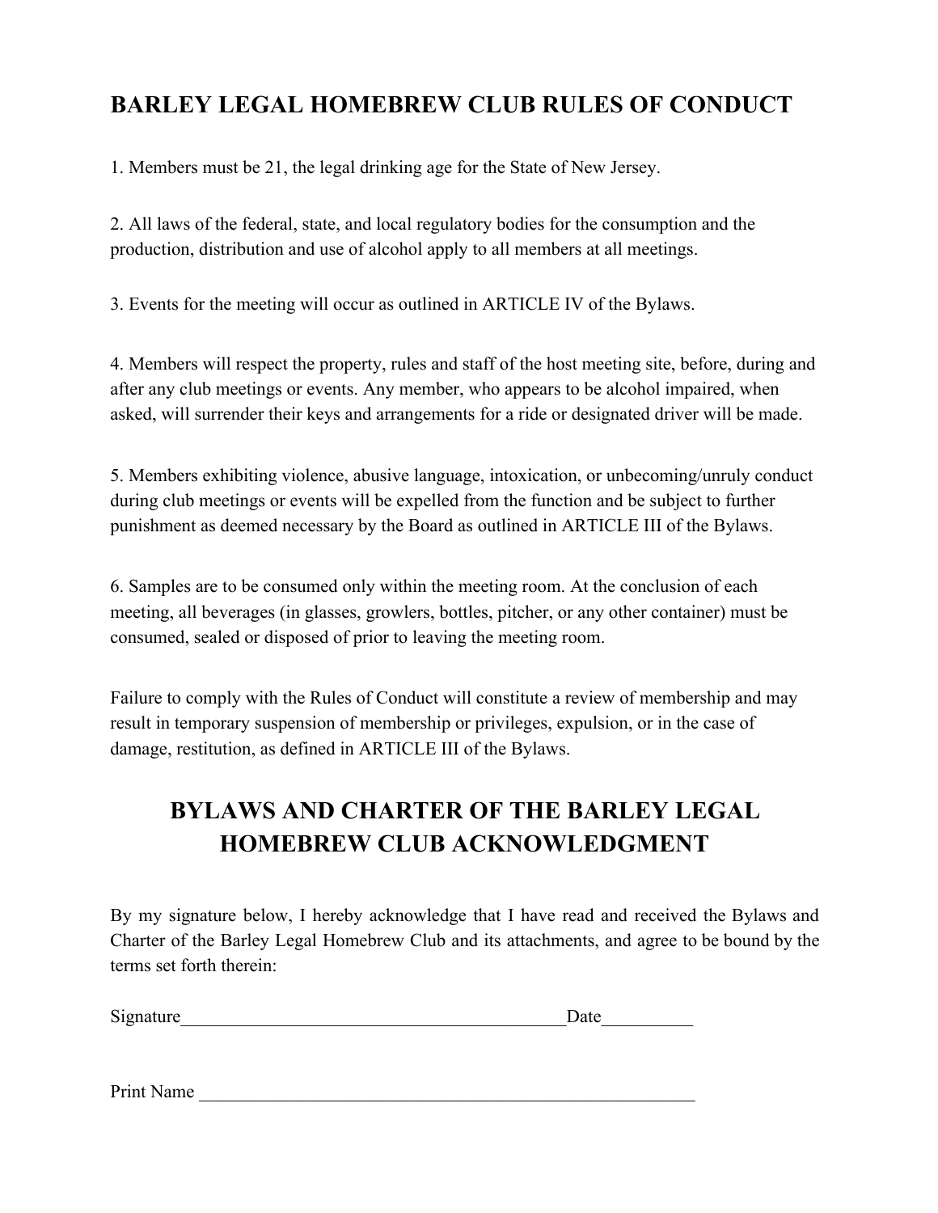## BARLEY LEGAL HOMEBREW CLUB RULES OF CONDUCT

1. Members must be 21, the legal drinking age for the State of New Jersey.

2. All laws of the federal, state, and local regulatory bodies for the consumption and the production, distribution and use of alcohol apply to all members at all meetings.

3. Events for the meeting will occur as outlined in ARTICLE IV of the Bylaws.

4. Members will respect the property, rules and staff of the host meeting site, before, during and after any club meetings or events. Any member, who appears to be alcohol impaired, when asked, will surrender their keys and arrangements for a ride or designated driver will be made.

5. Members exhibiting violence, abusive language, intoxication, or unbecoming/unruly conduct during club meetings or events will be expelled from the function and be subject to further punishment as deemed necessary by the Board as outlined in ARTICLE III of the Bylaws.

6. Samples are to be consumed only within the meeting room. At the conclusion of each meeting, all beverages (in glasses, growlers, bottles, pitcher, or any other container) must be consumed, sealed or disposed of prior to leaving the meeting room.

Failure to comply with the Rules of Conduct will constitute a review of membership and may result in temporary suspension of membership or privileges, expulsion, or in the case of damage, restitution, as defined in ARTICLE III of the Bylaws.

## BYLAWS AND CHARTER OF THE BARLEY LEGAL HOMEBREW CLUB ACKNOWLEDGMENT

By my signature below, I hereby acknowledge that I have read and received the Bylaws and Charter of the Barley Legal Homebrew Club and its attachments, and agree to be bound by the terms set forth therein:

Signature__________________________________________Date__________

Print Name ________________________________________________________